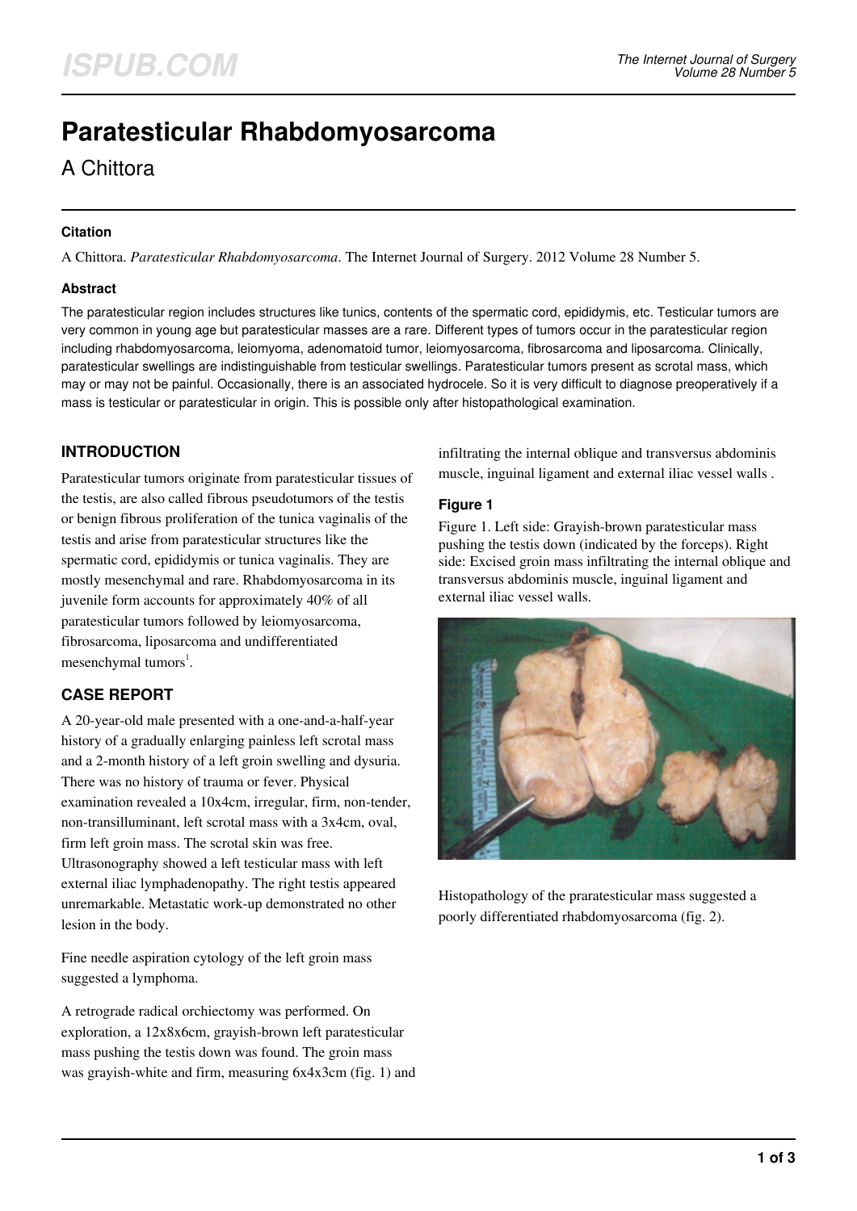# Paratesticular Rhabdomyosarcoma

A Chittora

#### Citation

A Chittora. *Paratesticular Rhabdomyosarcoma*. The Internet Journal of Surgery. 2012 Volume 28 Number 5.

#### Abstract

The paratesticular region includes structures like tunics, contents of the spermatic cord, epididymis, etc. Testicular tumors are very common in young age but paratesticular masses are a rare. Different types of tumors occur in the paratesticular region including rhabdomyosarcoma, leiomyoma, adenomatoid tumor, leiomyosarcoma, fibrosarcoma and liposarcoma. Clinically, paratesticular swellings are indistinguishable from testicular swellings. Paratesticular tumors present as scrotal mass, which may or may not be painful. Occasionally, there is an associated hydrocele. So it is very difficult to diagnose preoperatively if a mass is testicular or paratesticular in origin. This is possible only after histopathological examination.

## INTRODUCTION

Paratesticular tumors originate from paratesticular tissues of the testis, are also called fibrous pseudotumors of the testis or benign fibrous proliferation of the tunica vaginalis of the testis and arise from paratesticular structures like the spermatic cord, epididymis or tunica vaginalis. They are mostly mesenchymal and rare. Rhabdomyosarcoma in its juvenile form accounts for approximately 40% of all paratesticular tumors followed by leiomyosarcoma, fibrosarcoma, liposarcoma and undifferentiated mesenchymal tumors[1].

## CASE REPORT

A 20-year-old male presented with a one-and-a-half-year history of a gradually enlarging painless left scrotal mass and a 2-month history of a left groin swelling and dysuria. There was no history of trauma or fever. Physical examination revealed a 10x4cm, irregular, firm, non-tender, non-transilluminant, left scrotal mass with a 3x4cm, oval, firm left groin mass. The scrotal skin was free. Ultrasonography showed a left testicular mass with left external iliac lymphadenopathy. The right testis appeared unremarkable. Metastatic work-up demonstrated no other lesion in the body.

Fine needle aspiration cytology of the left groin mass suggested a lymphoma.

A retrograde radical orchiectomy was performed. On exploration, a 12x8x6cm, grayish-brown left paratesticular mass pushing the testis down was found. The groin mass was grayish-white and firm, measuring 6x4x3cm (fig. 1) and infiltrating the internal oblique and transversus abdominis muscle, inguinal ligament and external iliac vessel walls .

#### Figure 1

Figure 1. Left side: Grayish-brown paratesticular mass pushing the testis down (indicated by the forceps). Right side: Excised groin mass infiltrating the internal oblique and transversus abdominis muscle, inguinal ligament and external iliac vessel walls.

Histopathology of the praratesticular mass suggested a poorly differentiated rhabdomyosarcoma (fig. 2).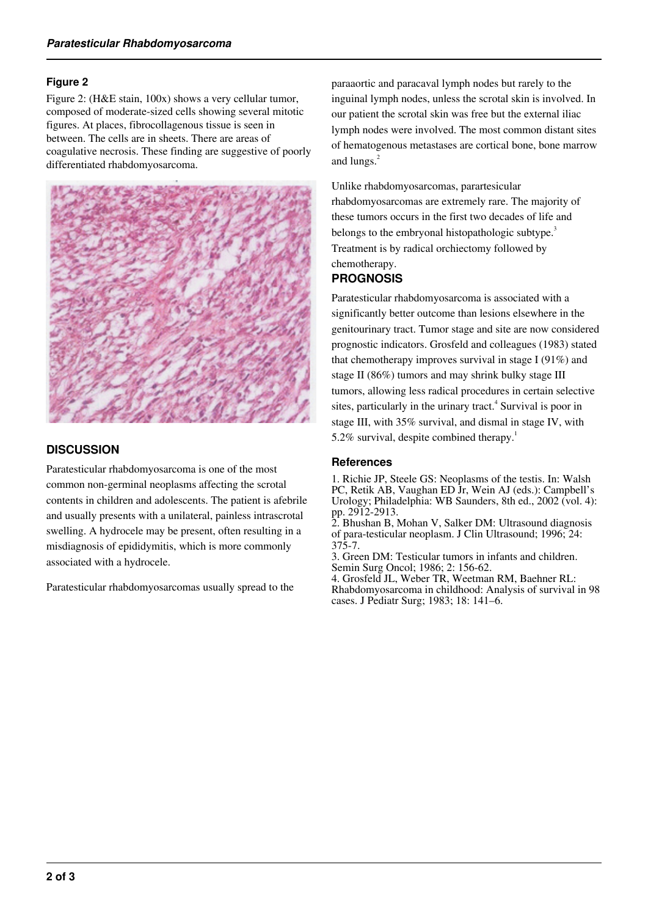### Figure 2

Figure 2: (H&E stain, 100x) shows a very cellular tumor, composed of moderate-sized cells showing several mitotic figures. At places, fibrocollagenous tissue is seen in between. The cells are in sheets. There are areas of coagulative necrosis. These finding are suggestive of poorly differentiated rhabdomyosarcoma.

## DISCUSSION

Paratesticular rhabdomyosarcoma is one of the most common non-germinal neoplasms affecting the scrotal contents in children and adolescents. The patient is afebrile and usually presents with a unilateral, painless intrascrotal swelling. A hydrocele may be present, often resulting in a misdiagnosis of epididymitis, which is more commonly associated with a hydrocele.

Paratesticular rhabdomyosarcomas usually spread to the paraaortic and paracaval lymph nodes but rarely to the inguinal lymph nodes, unless the scrotal skin is involved. In our patient the scrotal skin was free but the external iliac lymph nodes were involved. The most common distant sites of hematogenous metastases are cortical bone, bone marrow and lungs.[2]

Unlike rhabdomyosarcomas, parartesicular rhabdomyosarcomas are extremely rare. The majority of these tumors occurs in the first two decades of life and belongs to the embryonal histopathologic subtype.[3] Treatment is by radical orchiectomy followed by chemotherapy.

## PROGNOSIS

Paratesticular rhabdomyosarcoma is associated with a significantly better outcome than lesions elsewhere in the genitourinary tract. Tumor stage and site are now considered prognostic indicators. Grosfeld and colleagues (1983) stated that chemotherapy improves survival in stage I (91%) and stage II (86%) tumors and may shrink bulky stage III tumors, allowing less radical procedures in certain selective sites, particularly in the urinary tract.[4] Survival is poor in stage III, with 35% survival, and dismal in stage IV, with 5.2% survival, despite combined therapy.[1]

### References

1. Richie JP, Steele GS: Neoplasms of the testis. In: Walsh PC, Retik AB, Vaughan ED Jr, Wein AJ (eds.): Campbell's Urology; Philadelphia: WB Saunders, 8th ed., 2002 (vol. 4): pp. 2912-2913.
2. Bhushan B, Mohan V, Salker DM: Ultrasound diagnosis of para-testicular neoplasm. J Clin Ultrasound; 1996; 24: 375-7.
3. Green DM: Testicular tumors in infants and children. Semin Surg Oncol; 1986; 2: 156-62.
4. Grosfeld JL, Weber TR, Weetman RM, Baehner RL: Rhabdomyosarcoma in childhood: Analysis of survival in 98 cases. J Pediatr Surg; 1983; 18: 141–6.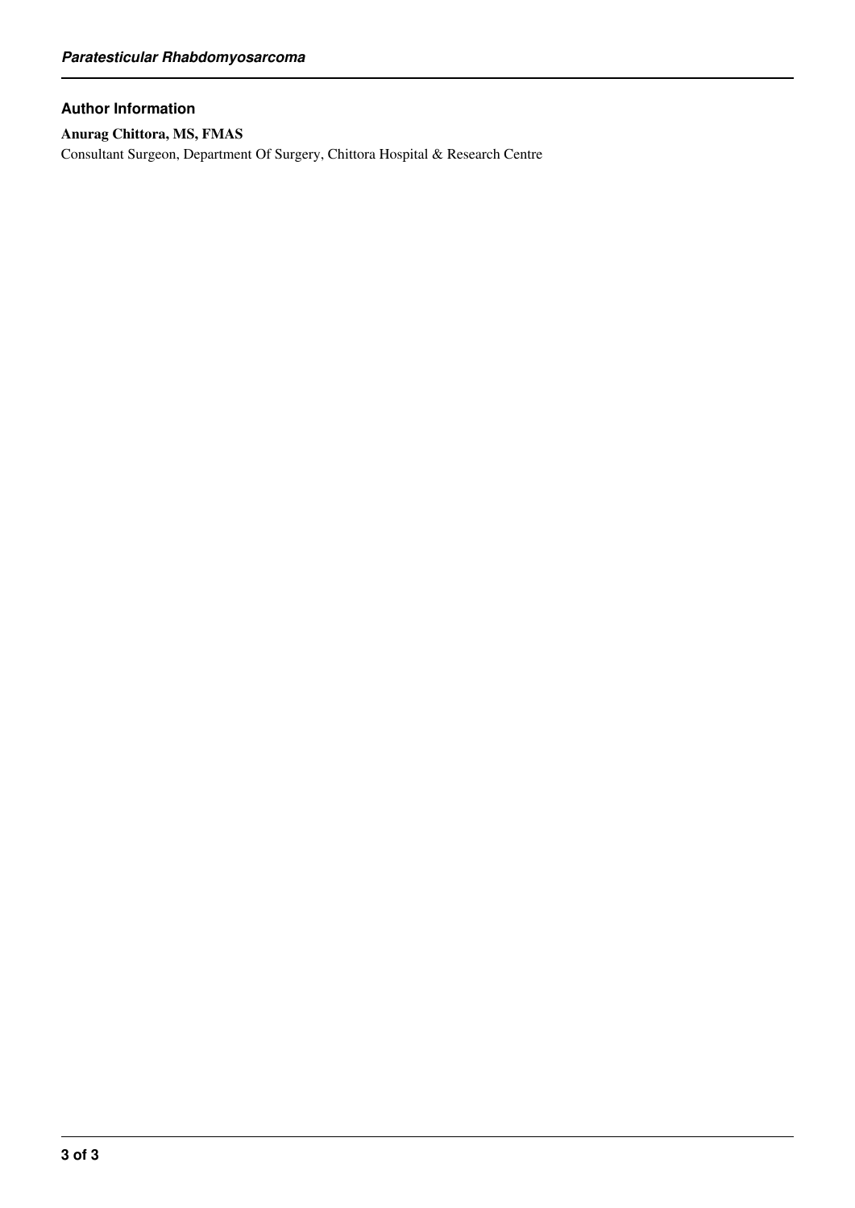## Author Information

**Anurag Chittora, MS, FMAS**

Consultant Surgeon, Department Of Surgery, Chittora Hospital & Research Centre